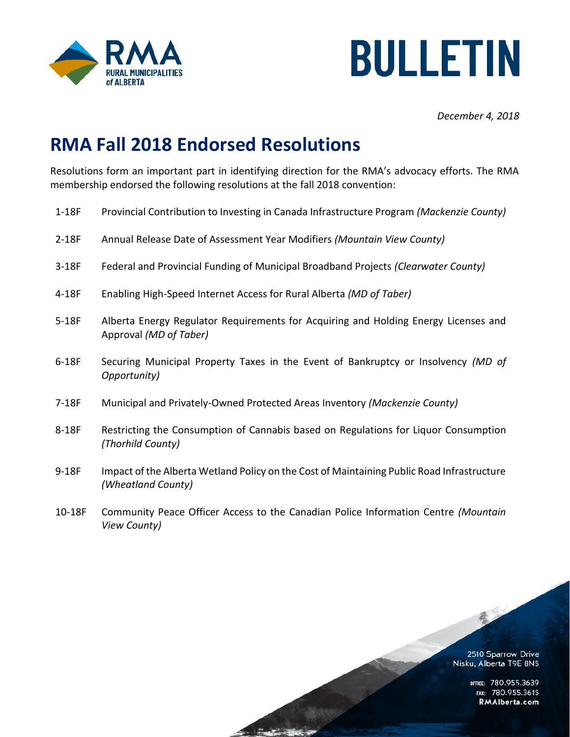# BULLETIN

*December 4, 2018*

## RMA Fall 2018 Endorsed Resolutions

Resolutions form an important part in identifying direction for the RMA's advocacy efforts. The RMA membership endorsed the following resolutions at the fall 2018 convention:

| | |
|---|---|
| 1-18F | Provincial Contribution to Investing in Canada Infrastructure Program *(Mackenzie County)* |
| 2-18F | Annual Release Date of Assessment Year Modifiers *(Mountain View County)* |
| 3-18F | Federal and Provincial Funding of Municipal Broadband Projects *(Clearwater County)* |
| 4-18F | Enabling High-Speed Internet Access for Rural Alberta *(MD of Taber)* |
| 5-18F | Alberta Energy Regulator Requirements for Acquiring and Holding Energy Licenses and Approval *(MD of Taber)* |
| 6-18F | Securing Municipal Property Taxes in the Event of Bankruptcy or Insolvency *(MD of Opportunity)* |
| 7-18F | Municipal and Privately-Owned Protected Areas Inventory *(Mackenzie County)* |
| 8-18F | Restricting the Consumption of Cannabis based on Regulations for Liquor Consumption *(Thorhild County)* |
| 9-18F | Impact of the Alberta Wetland Policy on the Cost of Maintaining Public Road Infrastructure *(Wheatland County)* |
| 10-18F | Community Peace Officer Access to the Canadian Police Information Centre *(Mountain View County)* |

2510 Sparrow Drive
Nisku, Alberta T9E 8N5

OFFICE: 780.955.3639
FAX: 780.955.3615
**RMAlberta.com**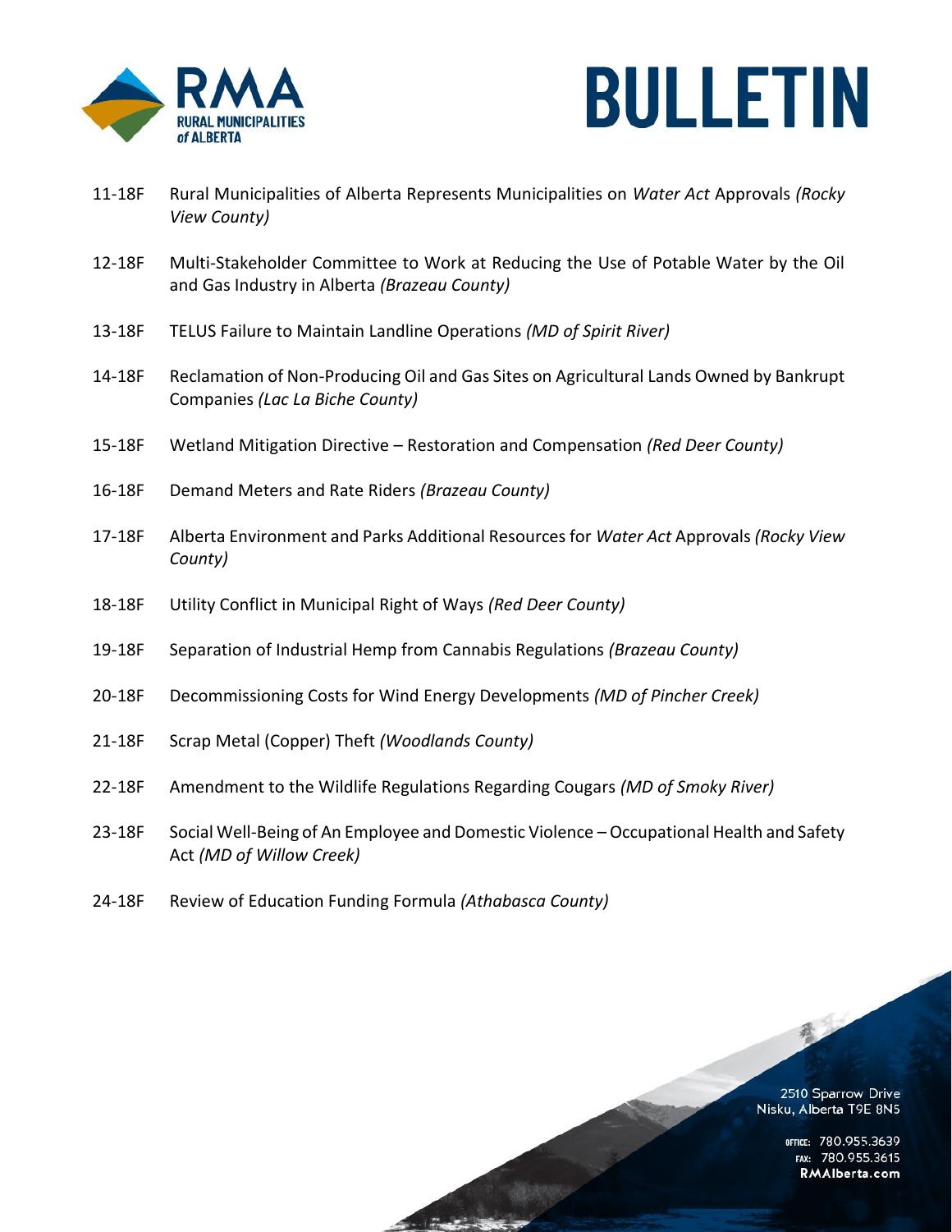11-18F Rural Municipalities of Alberta Represents Municipalities on *Water Act* Approvals *(Rocky View County)*

12-18F Multi-Stakeholder Committee to Work at Reducing the Use of Potable Water by the Oil and Gas Industry in Alberta *(Brazeau County)*

13-18F TELUS Failure to Maintain Landline Operations *(MD of Spirit River)*

14-18F Reclamation of Non-Producing Oil and Gas Sites on Agricultural Lands Owned by Bankrupt Companies *(Lac La Biche County)*

15-18F Wetland Mitigation Directive – Restoration and Compensation *(Red Deer County)*

16-18F Demand Meters and Rate Riders *(Brazeau County)*

17-18F Alberta Environment and Parks Additional Resources for *Water Act* Approvals *(Rocky View County)*

18-18F Utility Conflict in Municipal Right of Ways *(Red Deer County)*

19-18F Separation of Industrial Hemp from Cannabis Regulations *(Brazeau County)*

20-18F Decommissioning Costs for Wind Energy Developments *(MD of Pincher Creek)*

21-18F Scrap Metal (Copper) Theft *(Woodlands County)*

22-18F Amendment to the Wildlife Regulations Regarding Cougars *(MD of Smoky River)*

23-18F Social Well-Being of An Employee and Domestic Violence – Occupational Health and Safety Act *(MD of Willow Creek)*

24-18F Review of Education Funding Formula *(Athabasca County)*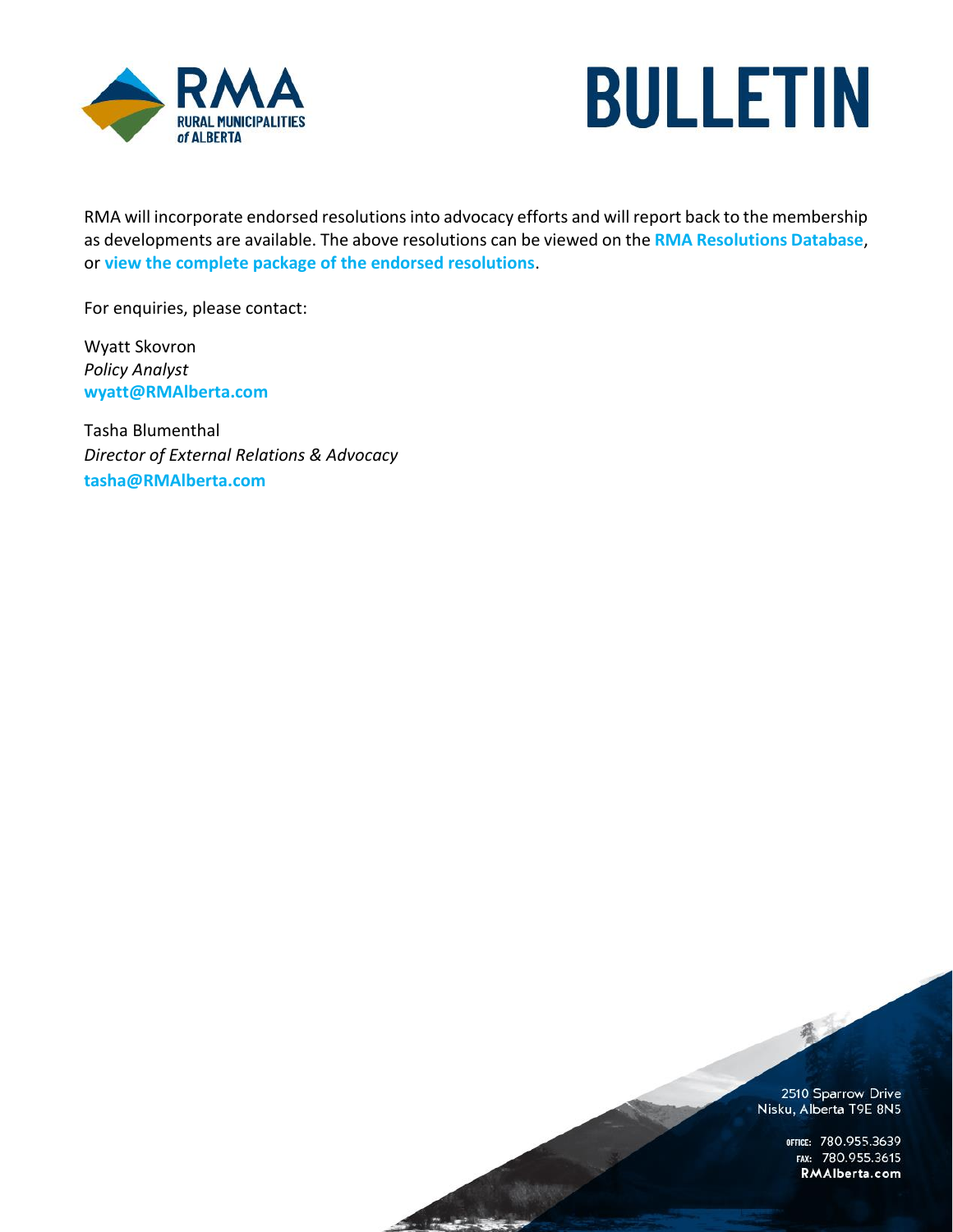RMA will incorporate endorsed resolutions into advocacy efforts and will report back to the membership as developments are available. The above resolutions can be viewed on the **RMA Resolutions Database**, or **view the complete package of the endorsed resolutions**.

For enquiries, please contact:

Wyatt Skovron
*Policy Analyst*
**wyatt@RMAlberta.com**

Tasha Blumenthal
*Director of External Relations & Advocacy*
**tasha@RMAlberta.com**

2510 Sparrow Drive
Nisku, Alberta T9E 8N5

OFFICE: 780.955.3639
FAX: 780.955.3615
**RMAlberta.com**